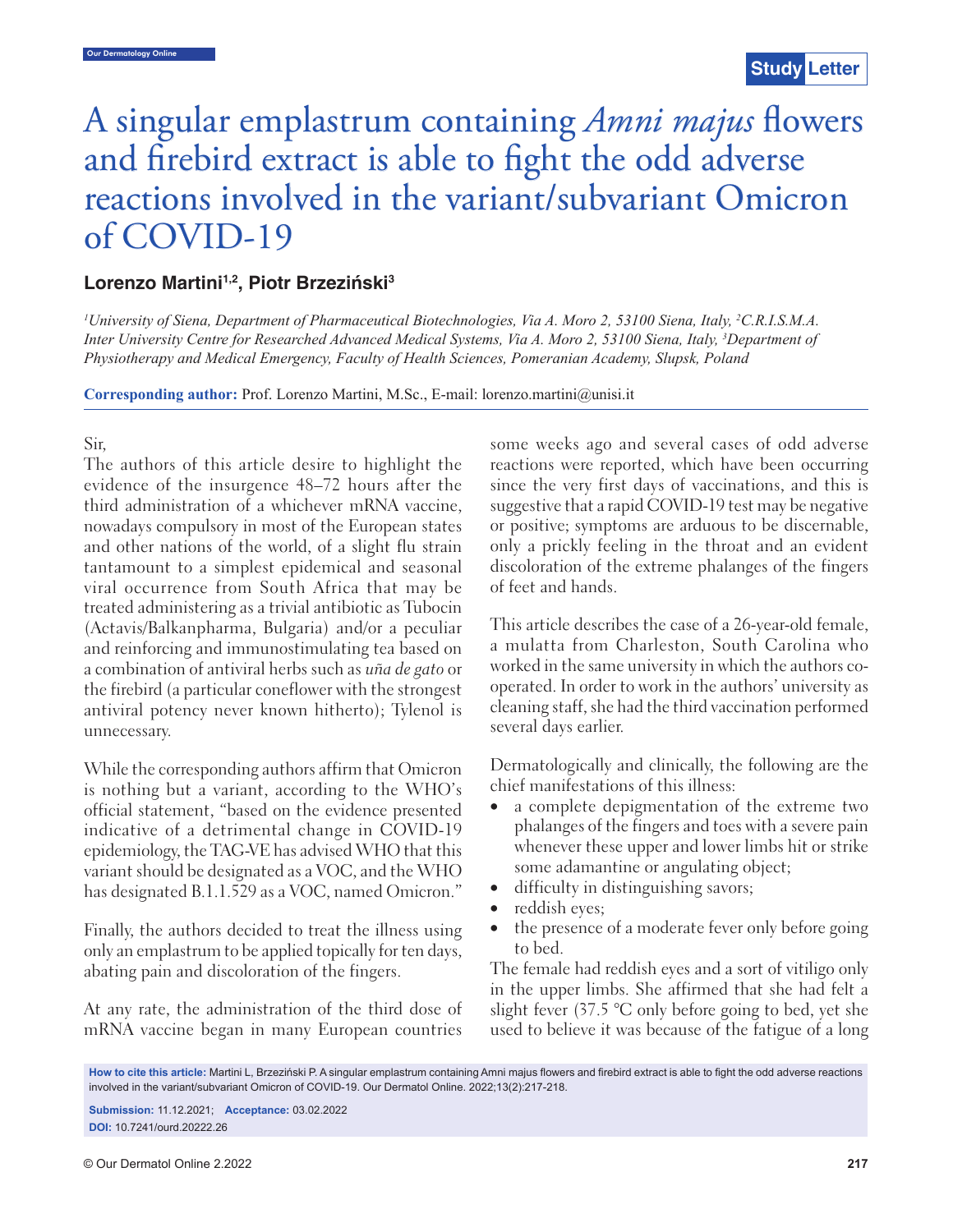Study Letter

# A singular emplastrum containing *Amni majus* flowers and firebird extract is able to fight the odd adverse reactions involved in the variant/subvariant Omicron of COVID-19

**Lorenzo Martini[1,2], Piotr Brzeziński[3]**

*[1]University of Siena, Department of Pharmaceutical Biotechnologies, Via A. Moro 2, 53100 Siena, Italy, [2]C.R.I.S.M.A. Inter University Centre for Researched Advanced Medical Systems, Via A. Moro 2, 53100 Siena, Italy, [3]Department of Physiotherapy and Medical Emergency, Faculty of Health Sciences, Pomeranian Academy, Slupsk, Poland*

**Corresponding author:** Prof. Lorenzo Martini, M.Sc., E-mail: lorenzo.martini@unisi.it

Sir,

The authors of this article desire to highlight the evidence of the insurgence 48–72 hours after the third administration of a whichever mRNA vaccine, nowadays compulsory in most of the European states and other nations of the world, of a slight flu strain tantamount to a simplest epidemical and seasonal viral occurrence from South Africa that may be treated administering as a trivial antibiotic as Tubocin (Actavis/Balkanpharma, Bulgaria) and/or a peculiar and reinforcing and immunostimulating tea based on a combination of antiviral herbs such as *uña de gato* or the firebird (a particular coneflower with the strongest antiviral potency never known hitherto); Tylenol is unnecessary.

While the corresponding authors affirm that Omicron is nothing but a variant, according to the WHO's official statement, "based on the evidence presented indicative of a detrimental change in COVID-19 epidemiology, the TAG-VE has advised WHO that this variant should be designated as a VOC, and the WHO has designated B.1.1.529 as a VOC, named Omicron."

Finally, the authors decided to treat the illness using only an emplastrum to be applied topically for ten days, abating pain and discoloration of the fingers.

At any rate, the administration of the third dose of mRNA vaccine began in many European countries some weeks ago and several cases of odd adverse reactions were reported, which have been occurring since the very first days of vaccinations, and this is suggestive that a rapid COVID-19 test may be negative or positive; symptoms are arduous to be discernable, only a prickly feeling in the throat and an evident discoloration of the extreme phalanges of the fingers of feet and hands.

This article describes the case of a 26-year-old female, a mulatta from Charleston, South Carolina who worked in the same university in which the authors co-operated. In order to work in the authors' university as cleaning staff, she had the third vaccination performed several days earlier.

Dermatologically and clinically, the following are the chief manifestations of this illness:

- a complete depigmentation of the extreme two phalanges of the fingers and toes with a severe pain whenever these upper and lower limbs hit or strike some adamantine or angulating object;
- difficulty in distinguishing savors;
- reddish eyes;
- the presence of a moderate fever only before going to bed.

The female had reddish eyes and a sort of vitiligo only in the upper limbs. She affirmed that she had felt a slight fever (37.5 °C only before going to bed, yet she used to believe it was because of the fatigue of a long

**How to cite this article:** Martini L, Brzeziński P. A singular emplastrum containing Amni majus flowers and firebird extract is able to fight the odd adverse reactions involved in the variant/subvariant Omicron of COVID-19. Our Dermatol Online. 2022;13(2):217-218.

**Submission:** 11.12.2021; **Acceptance:** 03.02.2022

**DOI:** 10.7241/ourd.20222.26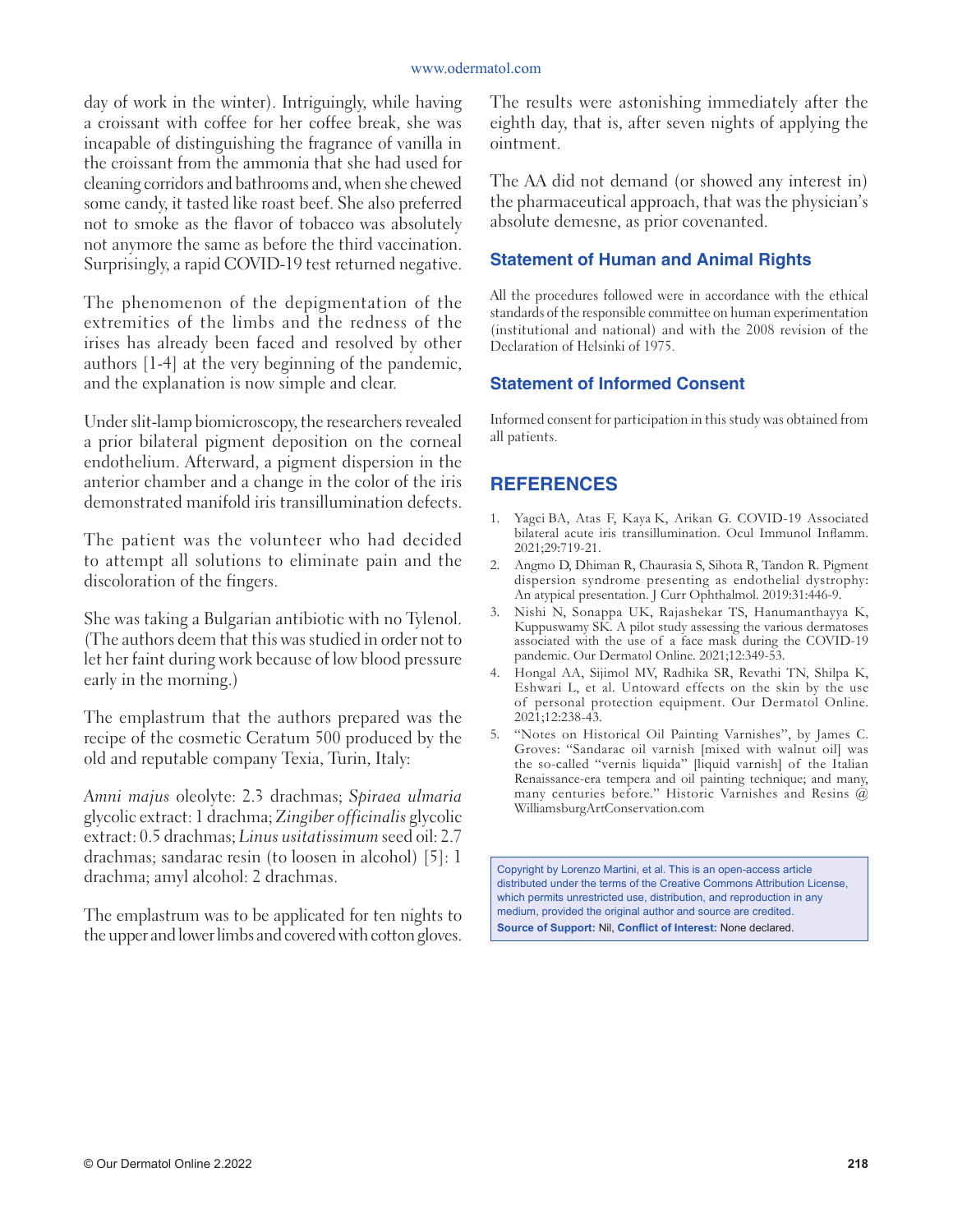day of work in the winter). Intriguingly, while having a croissant with coffee for her coffee break, she was incapable of distinguishing the fragrance of vanilla in the croissant from the ammonia that she had used for cleaning corridors and bathrooms and, when she chewed some candy, it tasted like roast beef. She also preferred not to smoke as the flavor of tobacco was absolutely not anymore the same as before the third vaccination. Surprisingly, a rapid COVID-19 test returned negative.

The phenomenon of the depigmentation of the extremities of the limbs and the redness of the irises has already been faced and resolved by other authors [1-4] at the very beginning of the pandemic, and the explanation is now simple and clear.

Under slit-lamp biomicroscopy, the researchers revealed a prior bilateral pigment deposition on the corneal endothelium. Afterward, a pigment dispersion in the anterior chamber and a change in the color of the iris demonstrated manifold iris transillumination defects.

The patient was the volunteer who had decided to attempt all solutions to eliminate pain and the discoloration of the fingers.

She was taking a Bulgarian antibiotic with no Tylenol. (The authors deem that this was studied in order not to let her faint during work because of low blood pressure early in the morning.)

The emplastrum that the authors prepared was the recipe of the cosmetic Ceratum 500 produced by the old and reputable company Texia, Turin, Italy:

*Amni majus* oleolyte: 2.3 drachmas; *Spiraea ulmaria* glycolic extract: 1 drachma; *Zingiber officinalis* glycolic extract: 0.5 drachmas; *Linus usitatissimum* seed oil: 2.7 drachmas; sandarac resin (to loosen in alcohol) [5]: 1 drachma; amyl alcohol: 2 drachmas.

The emplastrum was to be applicated for ten nights to the upper and lower limbs and covered with cotton gloves.

The results were astonishing immediately after the eighth day, that is, after seven nights of applying the ointment.

The AA did not demand (or showed any interest in) the pharmaceutical approach, that was the physician's absolute demesne, as prior covenanted.

## Statement of Human and Animal Rights

All the procedures followed were in accordance with the ethical standards of the responsible committee on human experimentation (institutional and national) and with the 2008 revision of the Declaration of Helsinki of 1975.

## Statement of Informed Consent

Informed consent for participation in this study was obtained from all patients.

## REFERENCES

1. Yagci BA, Atas F, Kaya K, Arikan G. COVID-19 Associated bilateral acute iris transillumination. Ocul Immunol Inflamm. 2021;29:719-21.
2. Angmo D, Dhiman R, Chaurasia S, Sihota R, Tandon R. Pigment dispersion syndrome presenting as endothelial dystrophy: An atypical presentation. J Curr Ophthalmol. 2019:31:446-9.
3. Nishi N, Sonappa UK, Rajashekar TS, Hanumanthayya K, Kuppuswamy SK. A pilot study assessing the various dermatoses associated with the use of a face mask during the COVID-19 pandemic. Our Dermatol Online. 2021;12:349-53.
4. Hongal AA, Sijimol MV, Radhika SR, Revathi TN, Shilpa K, Eshwari L, et al. Untoward effects on the skin by the use of personal protection equipment. Our Dermatol Online. 2021;12:238-43.
5. "Notes on Historical Oil Painting Varnishes", by James C. Groves: "Sandarac oil varnish [mixed with walnut oil] was the so-called "vernis liquida" [liquid varnish] of the Italian Renaissance-era tempera and oil painting technique; and many, many centuries before." Historic Varnishes and Resins @ WilliamsburgArtConservation.com

Copyright by Lorenzo Martini, et al. This is an open-access article distributed under the terms of the Creative Commons Attribution License, which permits unrestricted use, distribution, and reproduction in any medium, provided the original author and source are credited.
**Source of Support:** Nil, **Conflict of Interest:** None declared.